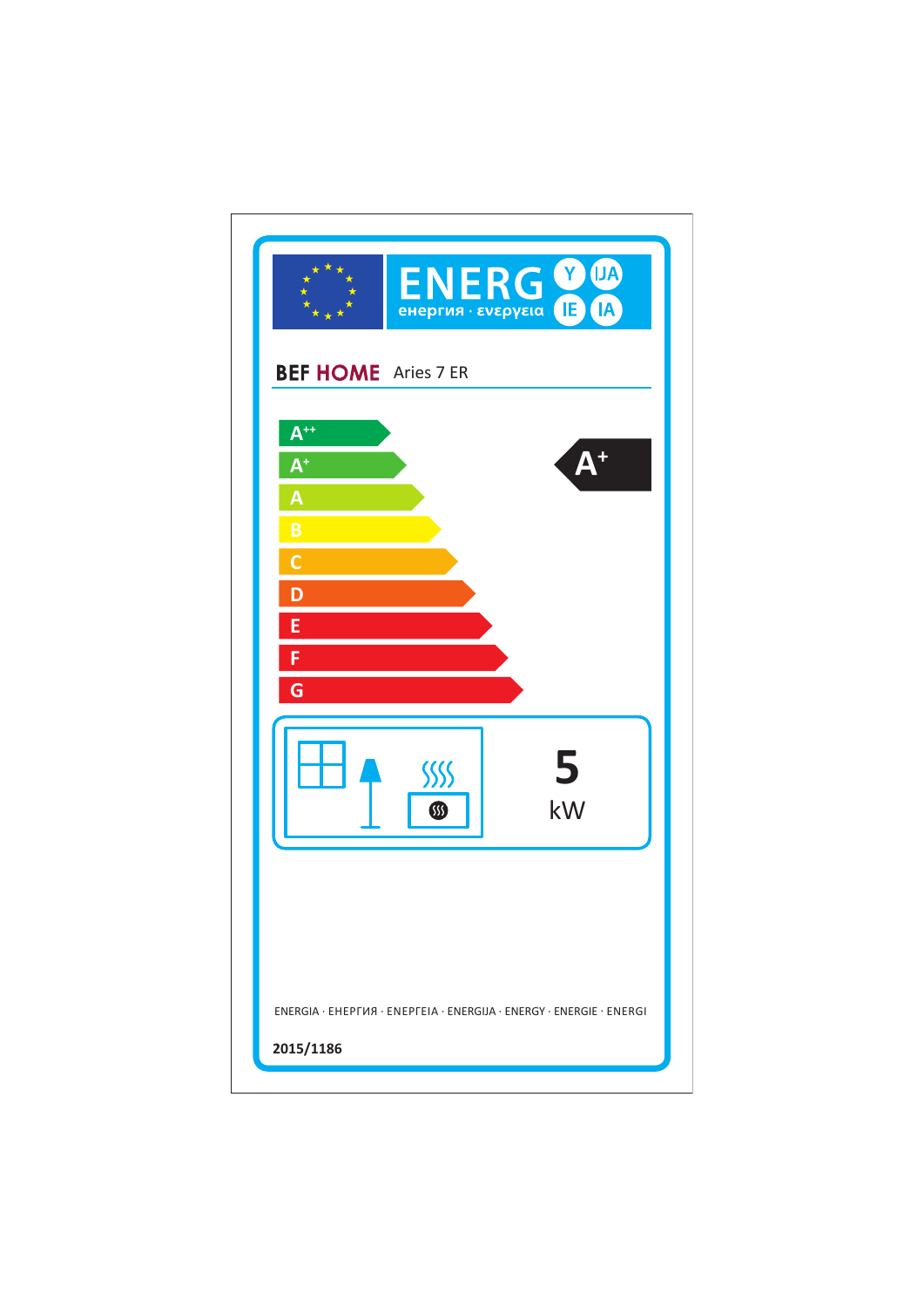ENERG Y IJA IE IA

енергия · ενεργεια

**BEF HOME** Aries 7 ER

- $A^{++}$
- $A^{+}$
- A
- B
- C
- D
- E
- F
- G

$A^{+}$

**5**

kW

ENERGIA · ЕНЕРГИЯ · ΕΝΕΡΓΕΙΑ · ENERGIJA · ENERGY · ENERGIE · ENERGI

**2015/1186**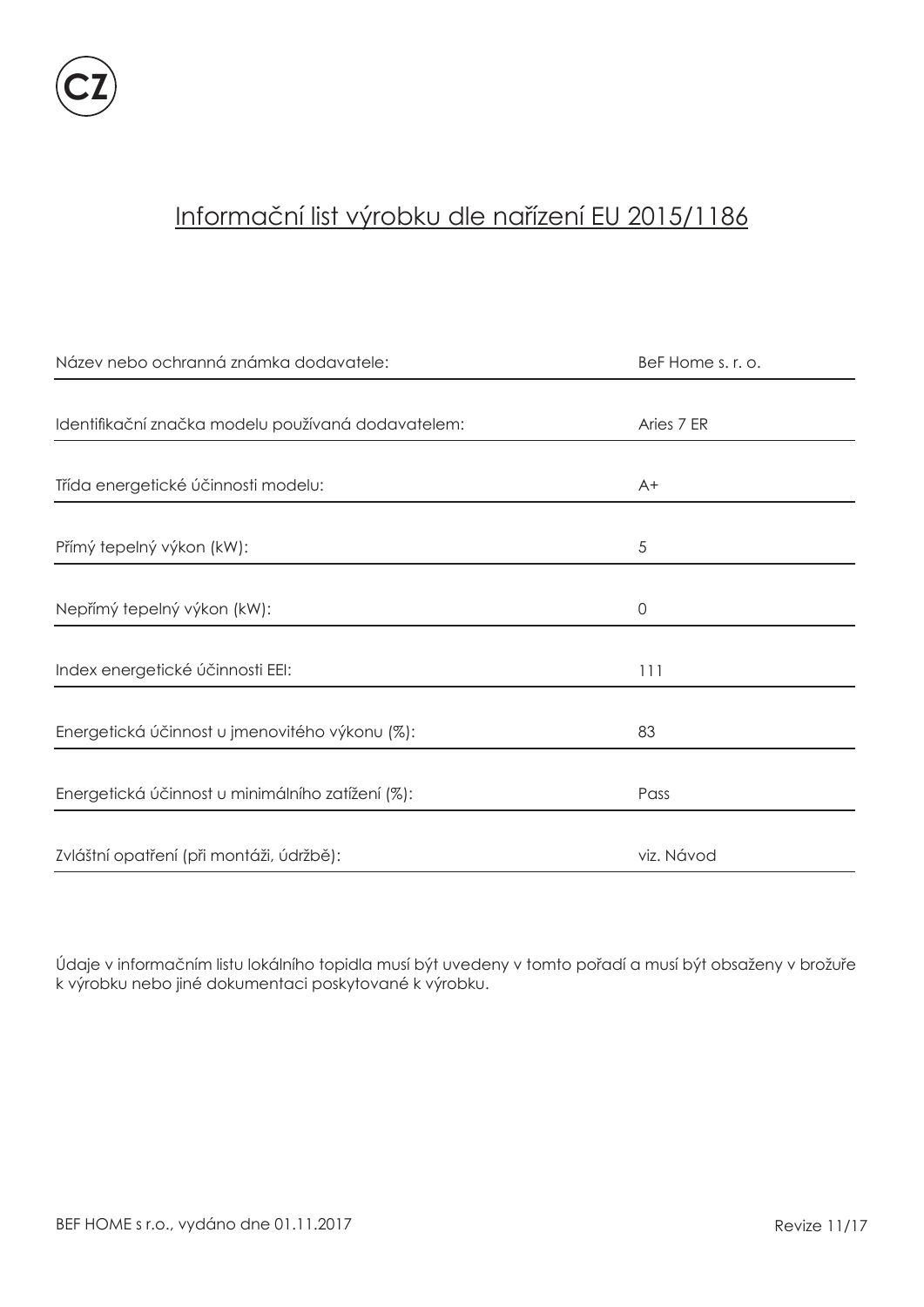CZ

# Informační list výrobku dle nařízení EU 2015/1186

| | |
|---|---|
| Název nebo ochranná známka dodavatele: | BeF Home s. r. o. |
| Identifikační značka modelu používaná dodavatelem: | Aries 7 ER |
| Třída energetické účinnosti modelu: | A+ |
| Přímý tepelný výkon (kW): | 5 |
| Nepřímý tepelný výkon (kW): | 0 |
| Index energetické účinnosti EEI: | 111 |
| Energetická účinnost u jmenovitého výkonu (%): | 83 |
| Energetická účinnost u minimálního zatížení (%): | Pass |
| Zvláštní opatření (při montáži, údržbě): | viz. Návod |

Údaje v informačním listu lokálního topidla musí být uvedeny v tomto pořadí a musí být obsaženy v brožuře k výrobku nebo jiné dokumentaci poskytované k výrobku.

BEF HOME s r.o., vydáno dne 01.11.2017

Revize 11/17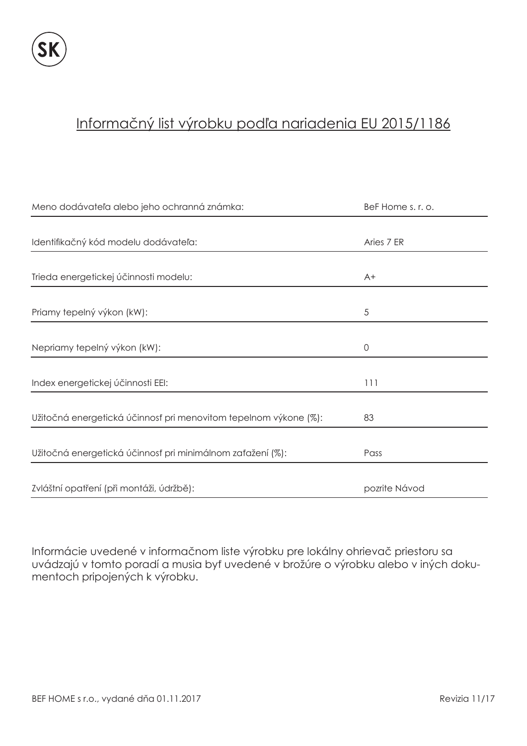SK

# Informačný list výrobku podľa nariadenia EU 2015/1186

| | |
|---|---|
| Meno dodávateľa alebo jeho ochranná známka: | BeF Home s. r. o. |
| Identifikačný kód modelu dodávateľa: | Aries 7 ER |
| Trieda energetickej účinnosti modelu: | A+ |
| Priamy tepelný výkon (kW): | 5 |
| Nepriamy tepelný výkon (kW): | 0 |
| Index energetickej účinnosti EEI: | 111 |
| Užitočná energetická účinnosť pri menovitom tepelnom výkone (%): | 83 |
| Užitočná energetická účinnosť pri minimálnom zaťažení (%): | Pass |
| Zvláštní opatření (při montáži, údržbě): | pozrite Návod |

Informácie uvedené v informačnom liste výrobku pre lokálny ohrievač priestoru sa uvádzajú v tomto poradí a musia byť uvedené v brožúre o výrobku alebo v iných dokumentoch pripojených k výrobku.

BEF HOME s r.o., vydané dňa 01.11.2017

Revizia 11/17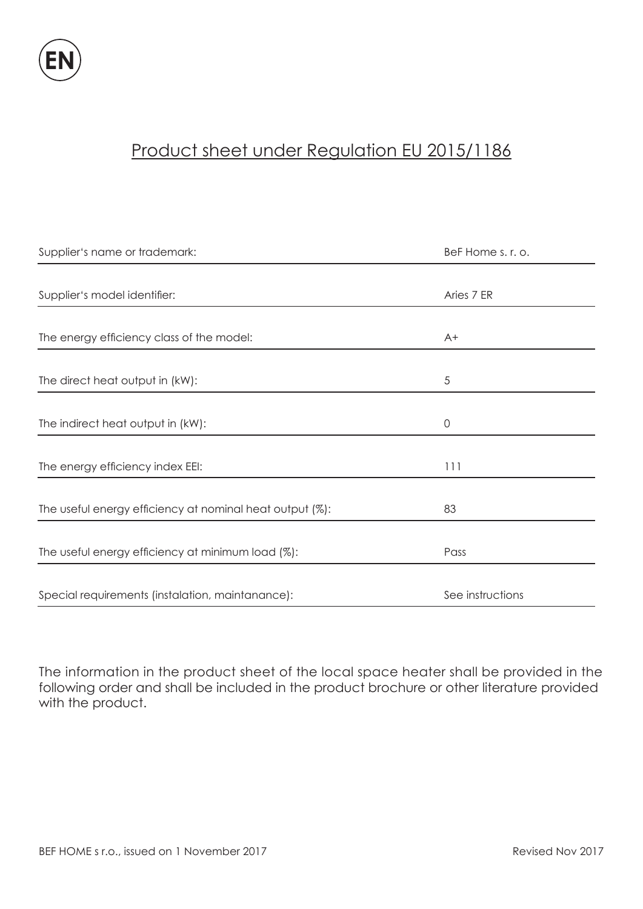EN

# Product sheet under Regulation EU 2015/1186

| | |
|---|---|
| Supplier's name or trademark: | BeF Home s. r. o. |
| Supplier's model identifier: | Aries 7 ER |
| The energy efficiency class of the model: | A+ |
| The direct heat output in (kW): | 5 |
| The indirect heat output in (kW): | 0 |
| The energy efficiency index EEI: | 111 |
| The useful energy efficiency at nominal heat output (%): | 83 |
| The useful energy efficiency at minimum load (%): | Pass |
| Special requirements (instalation, maintanance): | See instructions |

The information in the product sheet of the local space heater shall be provided in the following order and shall be included in the product brochure or other literature provided with the product.

BEF HOME s r.o., issued on 1 November 2017 Revised Nov 2017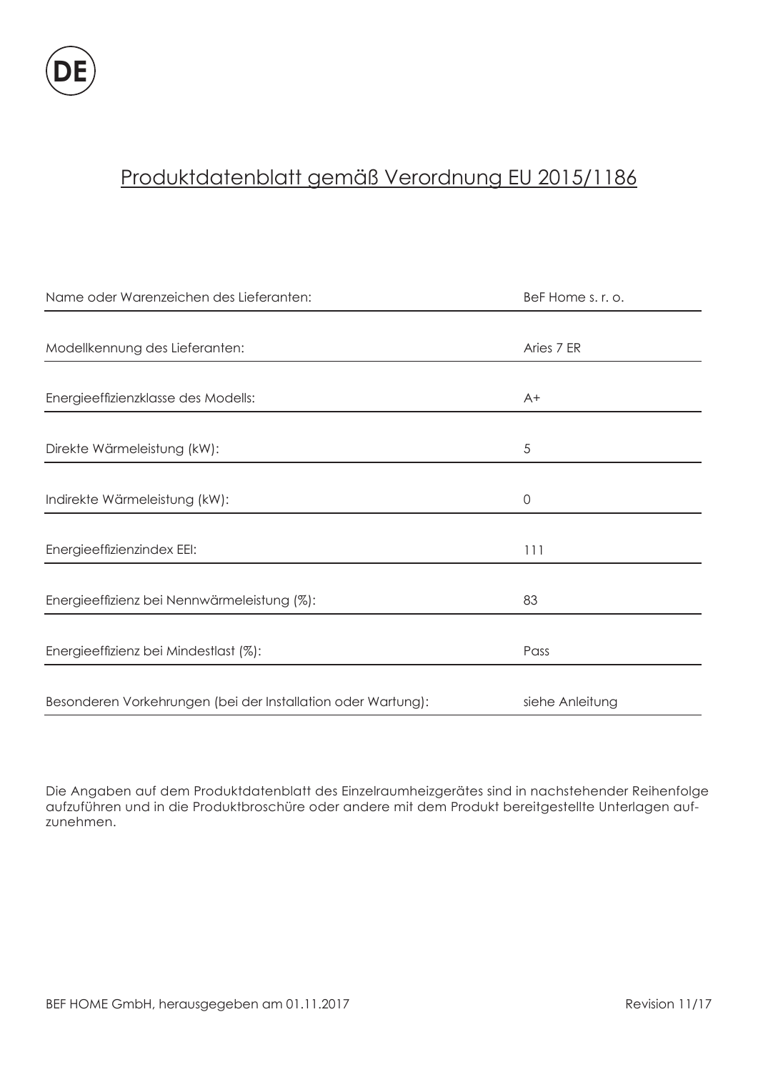DE

# Produktdatenblatt gemäß Verordnung EU 2015/1186

| | |
|---|---|
| Name oder Warenzeichen des Lieferanten: | BeF Home s. r. o. |
| Modellkennung des Lieferanten: | Aries 7 ER |
| Energieeffizienzklasse des Modells: | A+ |
| Direkte Wärmeleistung (kW): | 5 |
| Indirekte Wärmeleistung (kW): | 0 |
| Energieeffizienzindex EEI: | 111 |
| Energieeffizienz bei Nennwärmeleistung (%): | 83 |
| Energieeffizienz bei Mindestlast (%): | Pass |
| Besonderen Vorkehrungen (bei der Installation oder Wartung): | siehe Anleitung |

Die Angaben auf dem Produktdatenblatt des Einzelraumheizgerätes sind in nachstehender Reihenfolge aufzuführen und in die Produktbroschüre oder andere mit dem Produkt bereitgestellte Unterlagen aufzunehmen.

BEF HOME GmbH, herausgegeben am 01.11.2017 Revision 11/17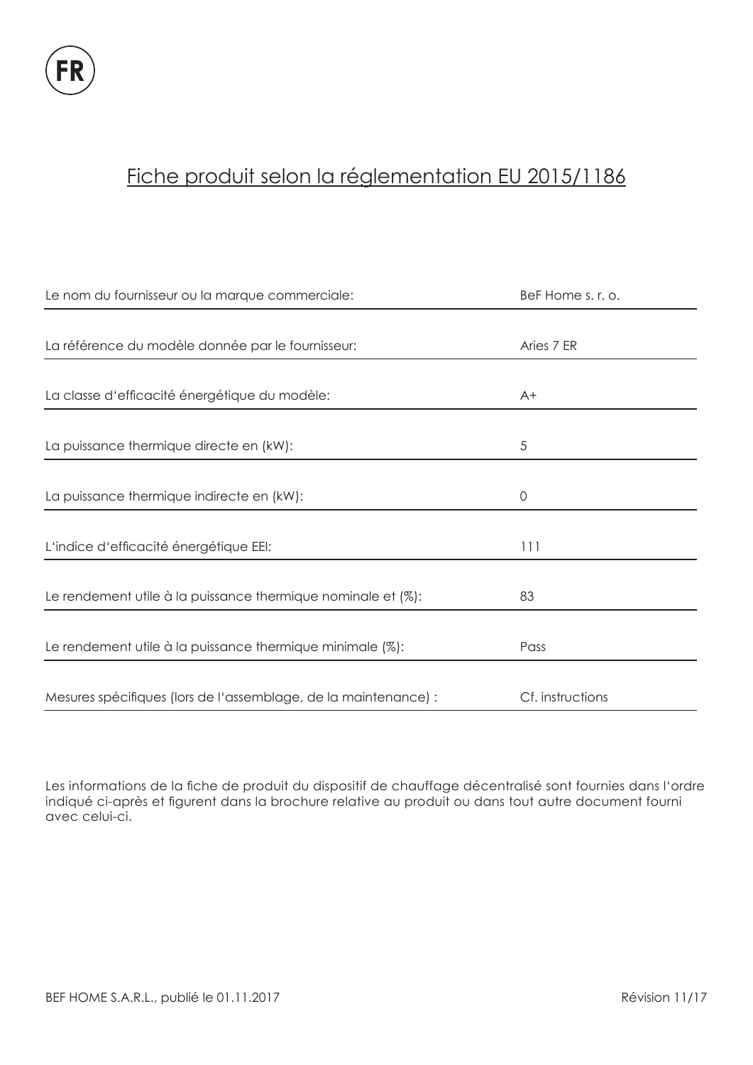FR

# Fiche produit selon la réglementation EU 2015/1186

| | |
|---|---|
| Le nom du fournisseur ou la marque commerciale: | BeF Home s. r. o. |
| La référence du modèle donnée par le fournisseur: | Aries 7 ER |
| La classe d'efficacité énergétique du modèle: | A+ |
| La puissance thermique directe en (kW): | 5 |
| La puissance thermique indirecte en (kW): | 0 |
| L'indice d'efficacité énergétique EEI: | 111 |
| Le rendement utile à la puissance thermique nominale et (%): | 83 |
| Le rendement utile à la puissance thermique minimale (%): | Pass |
| Mesures spécifiques (lors de l'assemblage, de la maintenance) : | Cf. instructions |

Les informations de la fiche de produit du dispositif de chauffage décentralisé sont fournies dans l'ordre indiqué ci-après et figurent dans la brochure relative au produit ou dans tout autre document fourni avec celui-ci.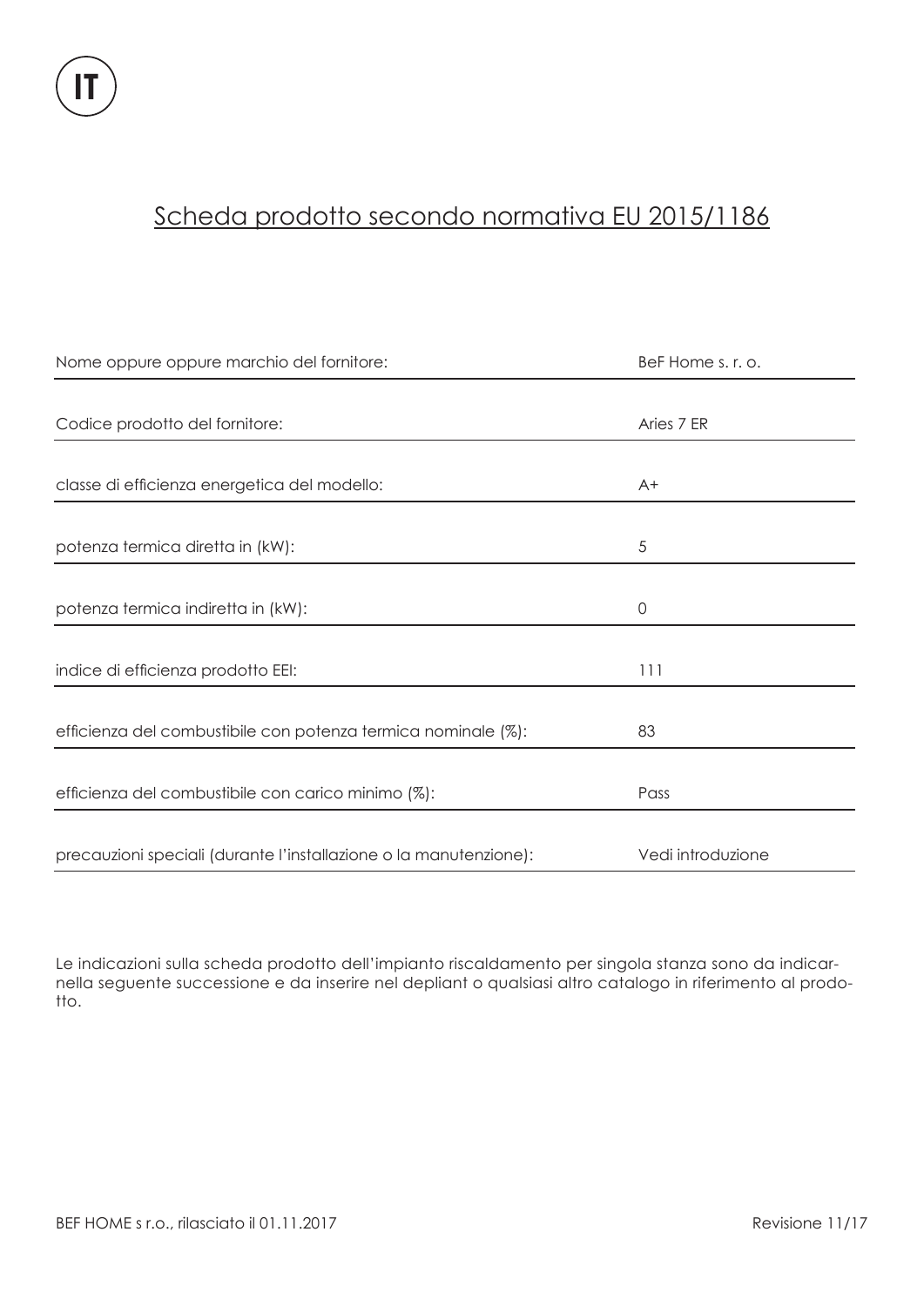IT

## Scheda prodotto secondo normativa EU 2015/1186

| | |
|---|---|
| Nome oppure oppure marchio del fornitore: | BeF Home s. r. o. |
| Codice prodotto del fornitore: | Aries 7 ER |
| classe di efficienza energetica del modello: | A+ |
| potenza termica diretta in (kW): | 5 |
| potenza termica indiretta in (kW): | 0 |
| indice di efficienza prodotto EEI: | 111 |
| efficienza del combustibile con potenza termica nominale (%): | 83 |
| efficienza del combustibile con carico minimo (%): | Pass |
| precauzioni speciali (durante l'installazione o la manutenzione): | Vedi introduzione |

Le indicazioni sulla scheda prodotto dell'impianto riscaldamento per singola stanza sono da indicarnella seguente successione e da inserire nel depliant o qualsiasi altro catalogo in riferimento al prodotto.

BEF HOME s r.o., rilasciato il 01.11.2017 Revisione 11/17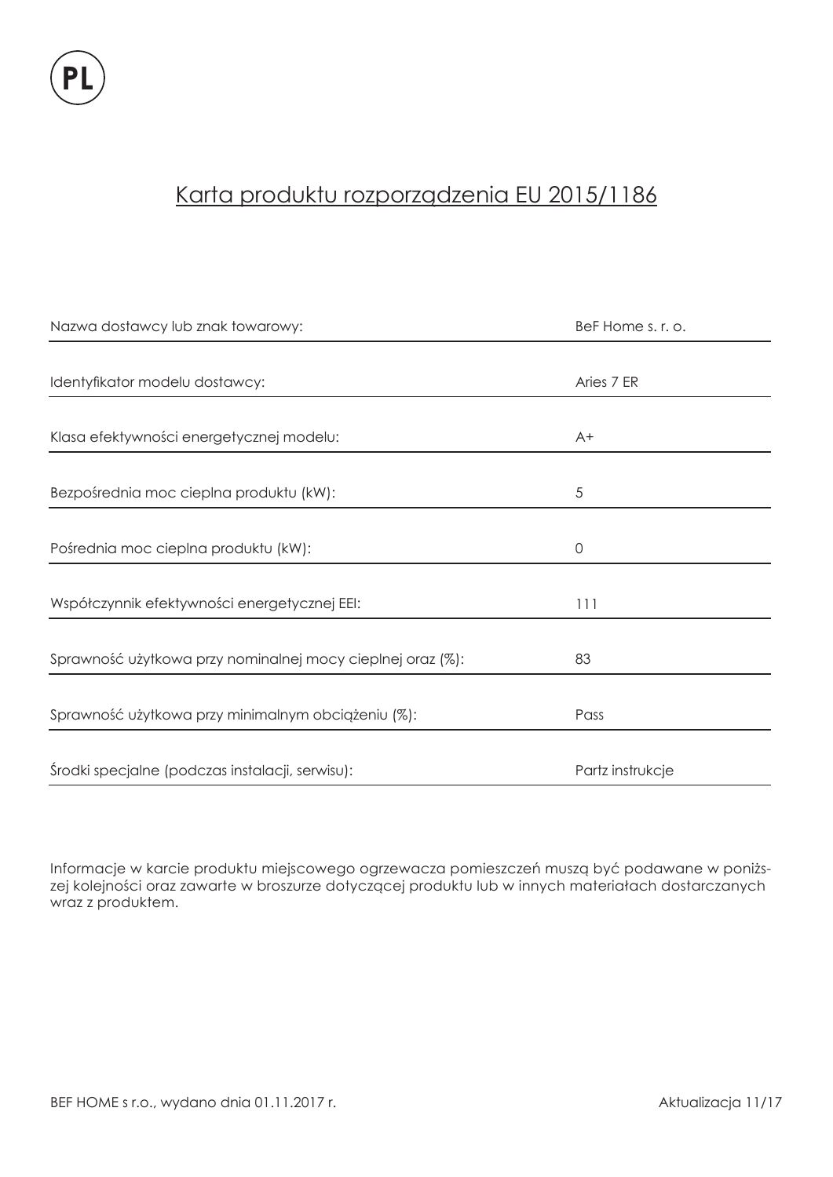PL

# Karta produktu rozporządzenia EU 2015/1186

| | |
|---|---|
| Nazwa dostawcy lub znak towarowy: | BeF Home s. r. o. |
| Identyfikator modelu dostawcy: | Aries 7 ER |
| Klasa efektywności energetycznej modelu: | A+ |
| Bezpośrednia moc cieplna produktu (kW): | 5 |
| Pośrednia moc cieplna produktu (kW): | 0 |
| Współczynnik efektywności energetycznej EEI: | 111 |
| Sprawność użytkowa przy nominalnej mocy cieplnej oraz (%): | 83 |
| Sprawność użytkowa przy minimalnym obciążeniu (%): | Pass |
| Środki specjalne (podczas instalacji, serwisu): | Partz instrukcje |

Informacje w karcie produktu miejscowego ogrzewacza pomieszczeń muszą być podawane w poniższej kolejności oraz zawarte w broszurze dotyczącej produktu lub w innych materiałach dostarczanych wraz z produktem.

BEF HOME s r.o., wydano dnia 01.11.2017 r. Aktualizacja 11/17